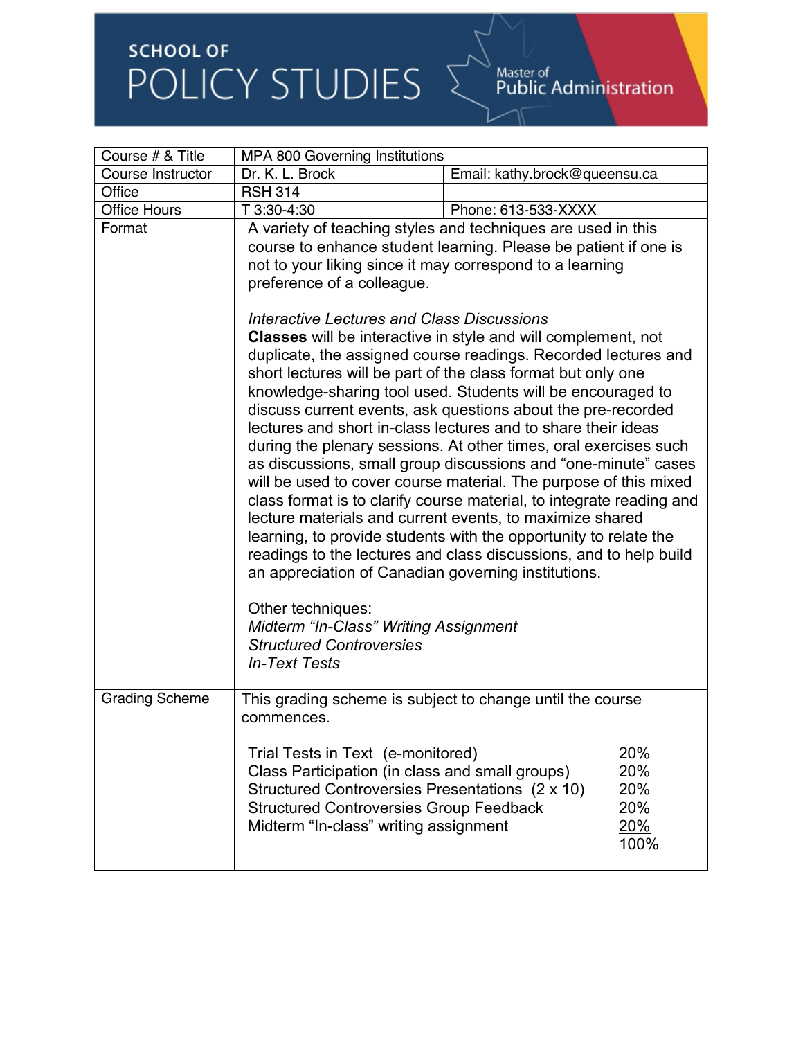SCHOOL OF POLICY STUDIES — Master of Public Administration

| | | |
|---|---|---|
| Course # & Title | MPA 800 Governing Institutions | |
| Course Instructor | Dr. K. L. Brock | Email: kathy.brock@queensu.ca |
| Office | RSH 314 | |
| Office Hours | T 3:30-4:30 | Phone: 613-533-XXXX |
| Format | A variety of teaching styles and techniques are used in this course to enhance student learning. Please be patient if one is not to your liking since it may correspond to a learning preference of a colleague.<br><br>*Interactive Lectures and Class Discussions*<br>**Classes** will be interactive in style and will complement, not duplicate, the assigned course readings. Recorded lectures and short lectures will be part of the class format but only one knowledge-sharing tool used. Students will be encouraged to discuss current events, ask questions about the pre-recorded lectures and short in-class lectures and to share their ideas during the plenary sessions. At other times, oral exercises such as discussions, small group discussions and "one-minute" cases will be used to cover course material. The purpose of this mixed class format is to clarify course material, to integrate reading and lecture materials and current events, to maximize shared learning, to provide students with the opportunity to relate the readings to the lectures and class discussions, and to help build an appreciation of Canadian governing institutions.<br><br>Other techniques:<br>*Midterm "In-Class" Writing Assignment*<br>*Structured Controversies*<br>*In-Text Tests* | |
| Grading Scheme | This grading scheme is subject to change until the course commences.<br><br>Trial Tests in Text (e-monitored) 20%<br>Class Participation (in class and small groups) 20%<br>Structured Controversies Presentations (2 x 10) 20%<br>Structured Controversies Group Feedback 20%<br>Midterm "In-class" writing assignment 20%<br>100% | |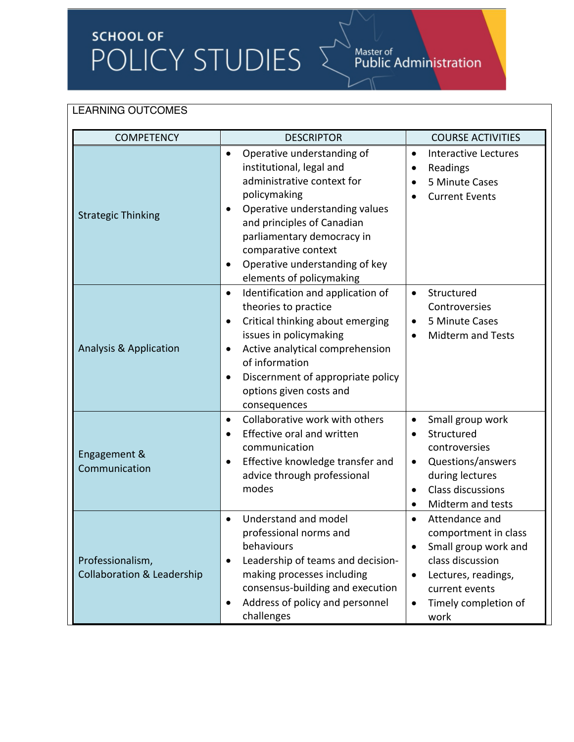LEARNING OUTCOMES

| COMPETENCY | DESCRIPTOR | COURSE ACTIVITIES |
|---|---|---|
| Strategic Thinking | • Operative understanding of institutional, legal and administrative context for policymaking<br>• Operative understanding values and principles of Canadian parliamentary democracy in comparative context<br>• Operative understanding of key elements of policymaking | • Interactive Lectures<br>• Readings<br>• 5 Minute Cases<br>• Current Events |
| Analysis & Application | • Identification and application of theories to practice<br>• Critical thinking about emerging issues in policymaking<br>• Active analytical comprehension of information<br>• Discernment of appropriate policy options given costs and consequences | • Structured Controversies<br>• 5 Minute Cases<br>• Midterm and Tests |
| Engagement & Communication | • Collaborative work with others<br>• Effective oral and written communication<br>• Effective knowledge transfer and advice through professional modes | • Small group work<br>• Structured controversies<br>• Questions/answers during lectures<br>• Class discussions<br>• Midterm and tests |
| Professionalism, Collaboration & Leadership | • Understand and model professional norms and behaviours<br>• Leadership of teams and decision-making processes including consensus-building and execution<br>• Address of policy and personnel challenges | • Attendance and comportment in class<br>• Small group work and class discussion<br>• Lectures, readings, current events<br>• Timely completion of work |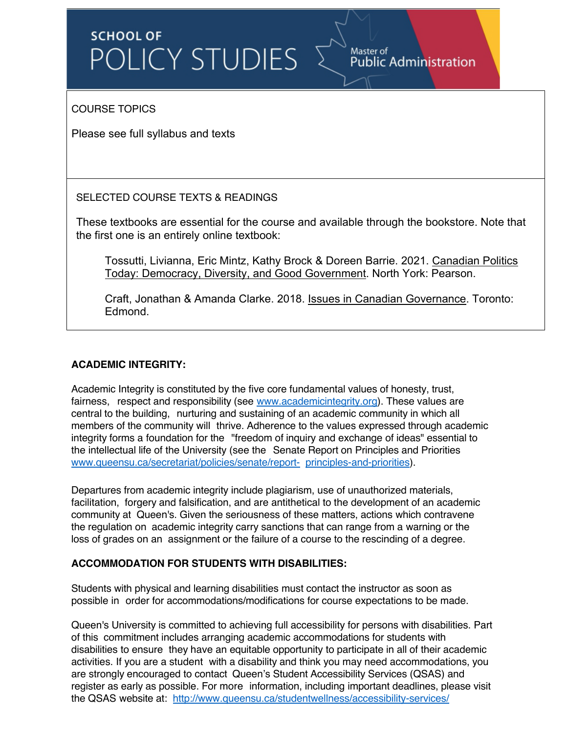SCHOOL OF POLICY STUDIES — Master of Public Administration

COURSE TOPICS

Please see full syllabus and texts

SELECTED COURSE TEXTS & READINGS

These textbooks are essential for the course and available through the bookstore. Note that the first one is an entirely online textbook:

> Tossutti, Livianna, Eric Mintz, Kathy Brock & Doreen Barrie. 2021. Canadian Politics Today: Democracy, Diversity, and Good Government. North York: Pearson.
>
> Craft, Jonathan & Amanda Clarke. 2018. Issues in Canadian Governance. Toronto: Edmond.

**ACADEMIC INTEGRITY:**

Academic Integrity is constituted by the five core fundamental values of honesty, trust, fairness, respect and responsibility (see www.academicintegrity.org). These values are central to the building, nurturing and sustaining of an academic community in which all members of the community will thrive. Adherence to the values expressed through academic integrity forms a foundation for the "freedom of inquiry and exchange of ideas" essential to the intellectual life of the University (see the Senate Report on Principles and Priorities www.queensu.ca/secretariat/policies/senate/report-principles-and-priorities).

Departures from academic integrity include plagiarism, use of unauthorized materials, facilitation, forgery and falsification, and are antithetical to the development of an academic community at Queen's. Given the seriousness of these matters, actions which contravene the regulation on academic integrity carry sanctions that can range from a warning or the loss of grades on an assignment or the failure of a course to the rescinding of a degree.

**ACCOMMODATION FOR STUDENTS WITH DISABILITIES:**

Students with physical and learning disabilities must contact the instructor as soon as possible in order for accommodations/modifications for course expectations to be made.

Queen's University is committed to achieving full accessibility for persons with disabilities. Part of this commitment includes arranging academic accommodations for students with disabilities to ensure they have an equitable opportunity to participate in all of their academic activities. If you are a student with a disability and think you may need accommodations, you are strongly encouraged to contact Queen's Student Accessibility Services (QSAS) and register as early as possible. For more information, including important deadlines, please visit the QSAS website at: http://www.queensu.ca/studentwellness/accessibility-services/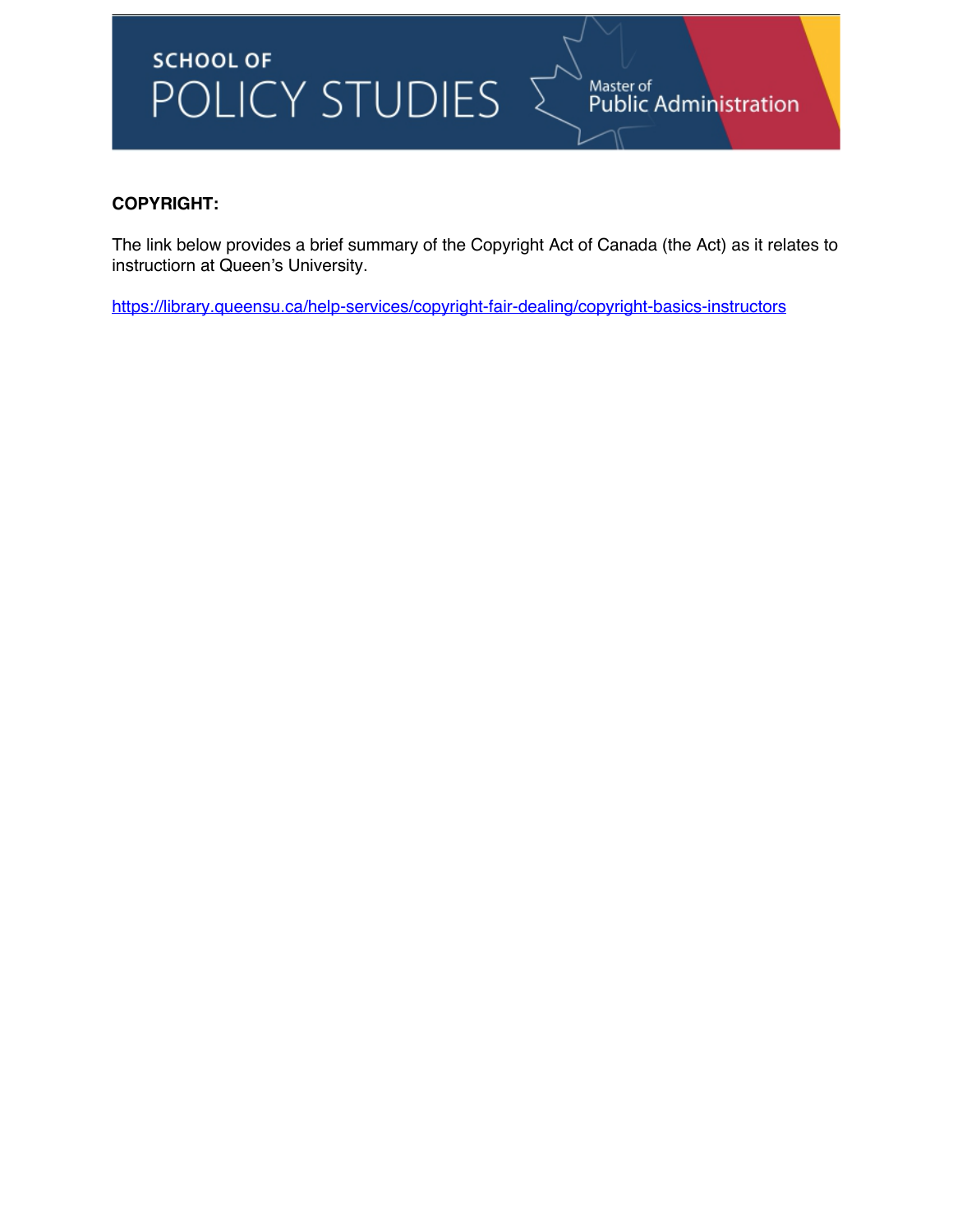**COPYRIGHT:**

The link below provides a brief summary of the Copyright Act of Canada (the Act) as it relates to instructiorn at Queen's University.

https://library.queensu.ca/help-services/copyright-fair-dealing/copyright-basics-instructors